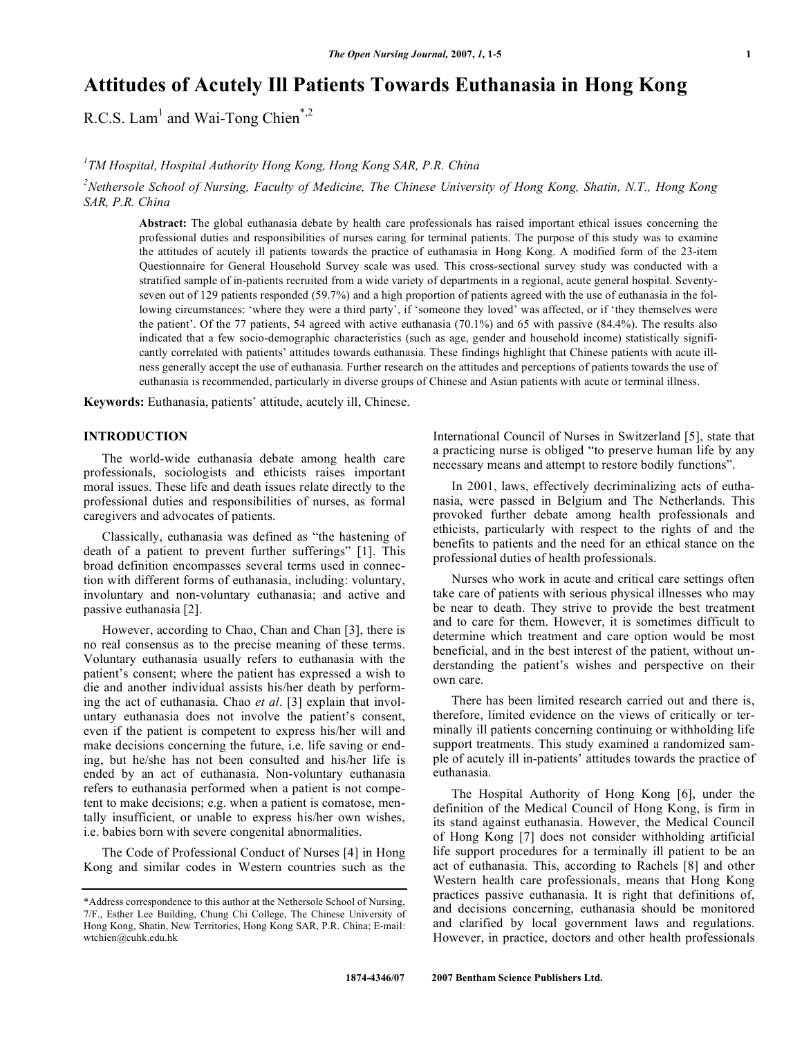# Attitudes of Acutely Ill Patients Towards Euthanasia in Hong Kong

R.C.S. Lam[1] and Wai-Tong Chien[*,2]

[1]TM Hospital, Hospital Authority Hong Kong, Hong Kong SAR, P.R. China

[2]Nethersole School of Nursing, Faculty of Medicine, The Chinese University of Hong Kong, Shatin, N.T., Hong Kong SAR, P.R. China

**Abstract:** The global euthanasia debate by health care professionals has raised important ethical issues concerning the professional duties and responsibilities of nurses caring for terminal patients. The purpose of this study was to examine the attitudes of acutely ill patients towards the practice of euthanasia in Hong Kong. A modified form of the 23-item Questionnaire for General Household Survey scale was used. This cross-sectional survey study was conducted with a stratified sample of in-patients recruited from a wide variety of departments in a regional, acute general hospital. Seventy-seven out of 129 patients responded (59.7%) and a high proportion of patients agreed with the use of euthanasia in the following circumstances: 'where they were a third party', if 'someone they loved' was affected, or if 'they themselves were the patient'. Of the 77 patients, 54 agreed with active euthanasia (70.1%) and 65 with passive (84.4%). The results also indicated that a few socio-demographic characteristics (such as age, gender and household income) statistically significantly correlated with patients' attitudes towards euthanasia. These findings highlight that Chinese patients with acute illness generally accept the use of euthanasia. Further research on the attitudes and perceptions of patients towards the use of euthanasia is recommended, particularly in diverse groups of Chinese and Asian patients with acute or terminal illness.

**Keywords:** Euthanasia, patients' attitude, acutely ill, Chinese.

## INTRODUCTION

The world-wide euthanasia debate among health care professionals, sociologists and ethicists raises important moral issues. These life and death issues relate directly to the professional duties and responsibilities of nurses, as formal caregivers and advocates of patients.

Classically, euthanasia was defined as "the hastening of death of a patient to prevent further sufferings" [1]. This broad definition encompasses several terms used in connection with different forms of euthanasia, including: voluntary, involuntary and non-voluntary euthanasia; and active and passive euthanasia [2].

However, according to Chao, Chan and Chan [3], there is no real consensus as to the precise meaning of these terms. Voluntary euthanasia usually refers to euthanasia with the patient's consent; where the patient has expressed a wish to die and another individual assists his/her death by performing the act of euthanasia. Chao *et al*. [3] explain that involuntary euthanasia does not involve the patient's consent, even if the patient is competent to express his/her will and make decisions concerning the future, i.e. life saving or ending, but he/she has not been consulted and his/her life is ended by an act of euthanasia. Non-voluntary euthanasia refers to euthanasia performed when a patient is not competent to make decisions; e.g. when a patient is comatose, mentally insufficient, or unable to express his/her own wishes, i.e. babies born with severe congenital abnormalities.

The Code of Professional Conduct of Nurses [4] in Hong Kong and similar codes in Western countries such as the International Council of Nurses in Switzerland [5], state that a practicing nurse is obliged "to preserve human life by any necessary means and attempt to restore bodily functions".

In 2001, laws, effectively decriminalizing acts of euthanasia, were passed in Belgium and The Netherlands. This provoked further debate among health professionals and ethicists, particularly with respect to the rights of and the benefits to patients and the need for an ethical stance on the professional duties of health professionals.

Nurses who work in acute and critical care settings often take care of patients with serious physical illnesses who may be near to death. They strive to provide the best treatment and to care for them. However, it is sometimes difficult to determine which treatment and care option would be most beneficial, and in the best interest of the patient, without understanding the patient's wishes and perspective on their own care.

There has been limited research carried out and there is, therefore, limited evidence on the views of critically or terminally ill patients concerning continuing or withholding life support treatments. This study examined a randomized sample of acutely ill in-patients' attitudes towards the practice of euthanasia.

The Hospital Authority of Hong Kong [6], under the definition of the Medical Council of Hong Kong, is firm in its stand against euthanasia. However, the Medical Council of Hong Kong [7] does not consider withholding artificial life support procedures for a terminally ill patient to be an act of euthanasia. This, according to Rachels [8] and other Western health care professionals, means that Hong Kong practices passive euthanasia. It is right that definitions of, and decisions concerning, euthanasia should be monitored and clarified by local government laws and regulations. However, in practice, doctors and other health professionals

*Address correspondence to this author at the Nethersole School of Nursing, 7/F., Esther Lee Building, Chung Chi College, The Chinese University of Hong Kong, Shatin, New Territories, Hong Kong SAR, P.R. China; E-mail: wtchien@cuhk.edu.hk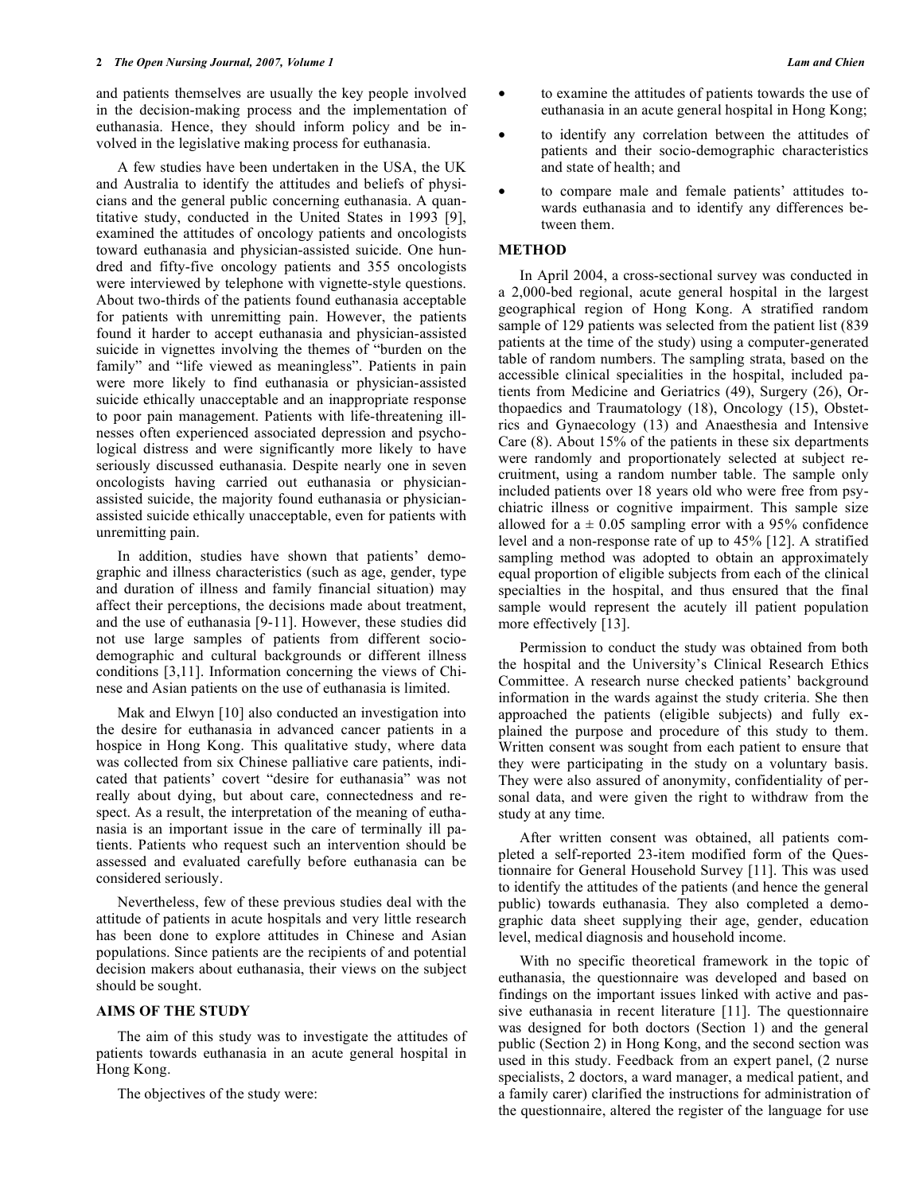and patients themselves are usually the key people involved in the decision-making process and the implementation of euthanasia. Hence, they should inform policy and be involved in the legislative making process for euthanasia.

A few studies have been undertaken in the USA, the UK and Australia to identify the attitudes and beliefs of physicians and the general public concerning euthanasia. A quantitative study, conducted in the United States in 1993 [9], examined the attitudes of oncology patients and oncologists toward euthanasia and physician-assisted suicide. One hundred and fifty-five oncology patients and 355 oncologists were interviewed by telephone with vignette-style questions. About two-thirds of the patients found euthanasia acceptable for patients with unremitting pain. However, the patients found it harder to accept euthanasia and physician-assisted suicide in vignettes involving the themes of "burden on the family" and "life viewed as meaningless". Patients in pain were more likely to find euthanasia or physician-assisted suicide ethically unacceptable and an inappropriate response to poor pain management. Patients with life-threatening illnesses often experienced associated depression and psychological distress and were significantly more likely to have seriously discussed euthanasia. Despite nearly one in seven oncologists having carried out euthanasia or physician-assisted suicide, the majority found euthanasia or physician-assisted suicide ethically unacceptable, even for patients with unremitting pain.

In addition, studies have shown that patients' demographic and illness characteristics (such as age, gender, type and duration of illness and family financial situation) may affect their perceptions, the decisions made about treatment, and the use of euthanasia [9-11]. However, these studies did not use large samples of patients from different socio-demographic and cultural backgrounds or different illness conditions [3,11]. Information concerning the views of Chinese and Asian patients on the use of euthanasia is limited.

Mak and Elwyn [10] also conducted an investigation into the desire for euthanasia in advanced cancer patients in a hospice in Hong Kong. This qualitative study, where data was collected from six Chinese palliative care patients, indicated that patients' covert "desire for euthanasia" was not really about dying, but about care, connectedness and respect. As a result, the interpretation of the meaning of euthanasia is an important issue in the care of terminally ill patients. Patients who request such an intervention should be assessed and evaluated carefully before euthanasia can be considered seriously.

Nevertheless, few of these previous studies deal with the attitude of patients in acute hospitals and very little research has been done to explore attitudes in Chinese and Asian populations. Since patients are the recipients of and potential decision makers about euthanasia, their views on the subject should be sought.

## AIMS OF THE STUDY

The aim of this study was to investigate the attitudes of patients towards euthanasia in an acute general hospital in Hong Kong.

The objectives of the study were:

- to examine the attitudes of patients towards the use of euthanasia in an acute general hospital in Hong Kong;
- to identify any correlation between the attitudes of patients and their socio-demographic characteristics and state of health; and
- to compare male and female patients' attitudes towards euthanasia and to identify any differences between them.

## METHOD

In April 2004, a cross-sectional survey was conducted in a 2,000-bed regional, acute general hospital in the largest geographical region of Hong Kong. A stratified random sample of 129 patients was selected from the patient list (839 patients at the time of the study) using a computer-generated table of random numbers. The sampling strata, based on the accessible clinical specialities in the hospital, included patients from Medicine and Geriatrics (49), Surgery (26), Orthopaedics and Traumatology (18), Oncology (15), Obstetrics and Gynaecology (13) and Anaesthesia and Intensive Care (8). About 15% of the patients in these six departments were randomly and proportionately selected at subject recruitment, using a random number table. The sample only included patients over 18 years old who were free from psychiatric illness or cognitive impairment. This sample size allowed for a $\pm$ 0.05 sampling error with a 95% confidence level and a non-response rate of up to 45% [12]. A stratified sampling method was adopted to obtain an approximately equal proportion of eligible subjects from each of the clinical specialties in the hospital, and thus ensured that the final sample would represent the acutely ill patient population more effectively [13].

Permission to conduct the study was obtained from both the hospital and the University's Clinical Research Ethics Committee. A research nurse checked patients' background information in the wards against the study criteria. She then approached the patients (eligible subjects) and fully explained the purpose and procedure of this study to them. Written consent was sought from each patient to ensure that they were participating in the study on a voluntary basis. They were also assured of anonymity, confidentiality of personal data, and were given the right to withdraw from the study at any time.

After written consent was obtained, all patients completed a self-reported 23-item modified form of the Questionnaire for General Household Survey [11]. This was used to identify the attitudes of the patients (and hence the general public) towards euthanasia. They also completed a demographic data sheet supplying their age, gender, education level, medical diagnosis and household income.

With no specific theoretical framework in the topic of euthanasia, the questionnaire was developed and based on findings on the important issues linked with active and passive euthanasia in recent literature [11]. The questionnaire was designed for both doctors (Section 1) and the general public (Section 2) in Hong Kong, and the second section was used in this study. Feedback from an expert panel, (2 nurse specialists, 2 doctors, a ward manager, a medical patient, and a family carer) clarified the instructions for administration of the questionnaire, altered the register of the language for use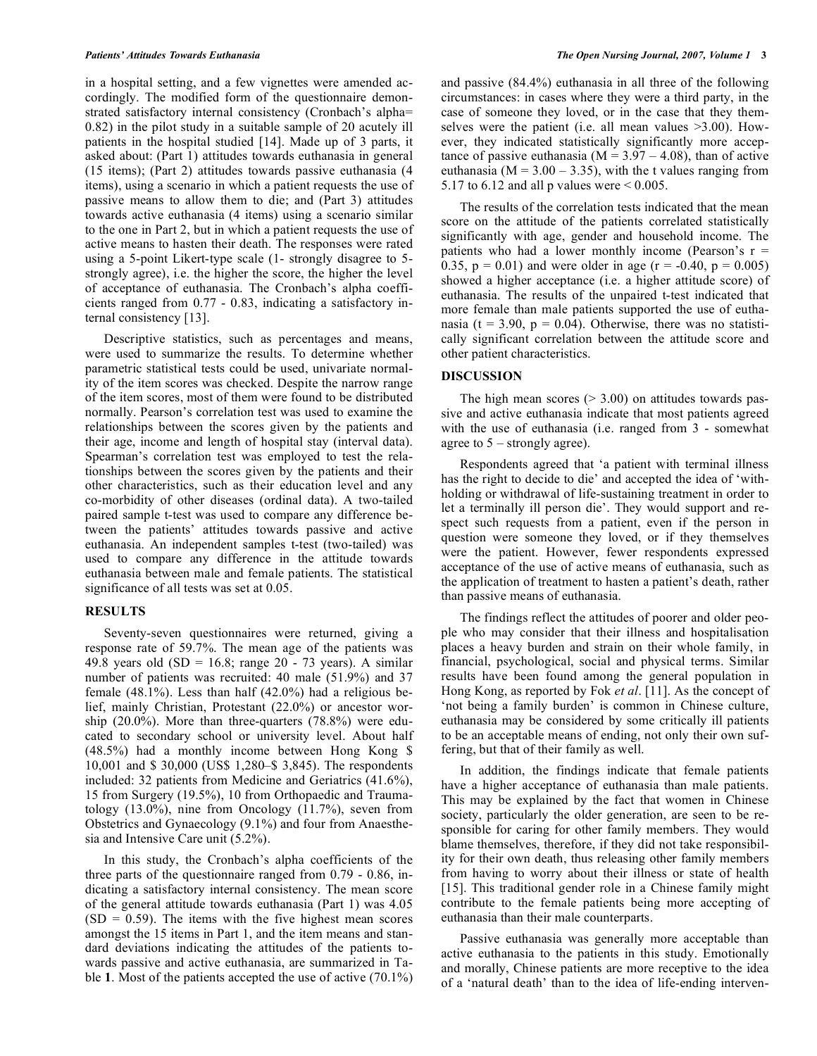in a hospital setting, and a few vignettes were amended accordingly. The modified form of the questionnaire demonstrated satisfactory internal consistency (Cronbach's alpha= 0.82) in the pilot study in a suitable sample of up to 20 acutely ill patients in the hospital studied [14]. Made up of 3 parts, it asked about: (Part 1) attitudes towards euthanasia in general (15 items); (Part 2) attitudes towards passive euthanasia (4 items), using a scenario in which a patient requests the use of passive means to allow them to die; and (Part 3) attitudes towards active euthanasia (4 items) using a scenario similar to the one in Part 2, but in which a patient requests the use of active means to hasten their death. The responses were rated using a 5-point Likert-type scale (1- strongly disagree to 5- strongly agree), i.e. the higher the score, the higher the level of acceptance of euthanasia. The Cronbach's alpha coefficients ranged from 0.77 - 0.83, indicating a satisfactory internal consistency [13].

Descriptive statistics, such as percentages and means, were used to summarize the results. To determine whether parametric statistical tests could be used, univariate normality of the item scores was checked. Despite the narrow range of the item scores, most of them were found to be distributed normally. Pearson's correlation test was used to examine the relationships between the scores given by the patients and their age, income and length of hospital stay (interval data). Spearman's correlation test was employed to test the relationships between the scores given by the patients and their other characteristics, such as their education level and any co-morbidity of other diseases (ordinal data). A two-tailed paired sample t-test was used to compare any difference between the patients' attitudes towards passive and active euthanasia. An independent samples t-test (two-tailed) was used to compare any difference in the attitude towards euthanasia between male and female patients. The statistical significance of all tests was set at 0.05.

## RESULTS

Seventy-seven questionnaires were returned, giving a response rate of 59.7%. The mean age of the patients was 49.8 years old (SD = 16.8; range 20 - 73 years). A similar number of patients was recruited: 40 male (51.9%) and 37 female (48.1%). Less than half (42.0%) had a religious belief, mainly Christian, Protestant (22.0%) or ancestor worship (20.0%). More than three-quarters (78.8%) were educated to secondary school or university level. About half (48.5%) had a monthly income between Hong Kong $ 10,001 and $ 30,000 (US$ 1,280–$ 3,845). The respondents included: 32 patients from Medicine and Geriatrics (41.6%), 15 from Surgery (19.5%), 10 from Orthopaedic and Traumatology (13.0%), nine from Oncology (11.7%), seven from Obstetrics and Gynaecology (9.1%) and four from Anaesthesia and Intensive Care unit (5.2%).

In this study, the Cronbach's alpha coefficients of the three parts of the questionnaire ranged from 0.79 - 0.86, indicating a satisfactory internal consistency. The mean score of the general attitude towards euthanasia (Part 1) was 4.05 (SD = 0.59). The items with the five highest mean scores amongst the 15 items in Part 1, and the item means and standard deviations indicating the attitudes of the patients towards passive and active euthanasia, are summarized in Table **1**. Most of the patients accepted the use of active (70.1%) and passive (84.4%) euthanasia in all three of the following circumstances: in cases where they were a third party, in the case of someone they loved, or in the case that they themselves were the patient (i.e. all mean values >3.00). However, they indicated statistically significantly more acceptance of passive euthanasia (M = 3.97 – 4.08), than of active euthanasia (M = 3.00 – 3.35), with the t values ranging from 5.17 to 6.12 and all p values were < 0.005.

The results of the correlation tests indicated that the mean score on the attitude of the patients correlated statistically significantly with age, gender and household income. The patients who had a lower monthly income (Pearson's r = 0.35, p = 0.01) and were older in age (r = -0.40, p = 0.005) showed a higher acceptance (i.e. a higher attitude score) of euthanasia. The results of the unpaired t-test indicated that more female than male patients supported the use of euthanasia (t = 3.90, p = 0.04). Otherwise, there was no statistically significant correlation between the attitude score and other patient characteristics.

## DISCUSSION

The high mean scores (> 3.00) on attitudes towards passive and active euthanasia indicate that most patients agreed with the use of euthanasia (i.e. ranged from 3 - somewhat agree to 5 – strongly agree).

Respondents agreed that 'a patient with terminal illness has the right to decide to die' and accepted the idea of 'withholding or withdrawal of life-sustaining treatment in order to let a terminally ill person die'. They would support and respect such requests from a patient, even if the person in question were someone they loved, or if they themselves were the patient. However, fewer respondents expressed acceptance of the use of active means of euthanasia, such as the application of treatment to hasten a patient's death, rather than passive means of euthanasia.

The findings reflect the attitudes of poorer and older people who may consider that their illness and hospitalisation places a heavy burden and strain on their whole family, in financial, psychological, social and physical terms. Similar results have been found among the general population in Hong Kong, as reported by Fok *et al*. [11]. As the concept of 'not being a family burden' is common in Chinese culture, euthanasia may be considered by some critically ill patients to be an acceptable means of ending, not only their own suffering, but that of their family as well.

In addition, the findings indicate that female patients have a higher acceptance of euthanasia than male patients. This may be explained by the fact that women in Chinese society, particularly the older generation, are seen to be responsible for caring for other family members. They would blame themselves, therefore, if they did not take responsibility for their own death, thus releasing other family members from having to worry about their illness or state of health [15]. This traditional gender role in a Chinese family might contribute to the female patients being more accepting of euthanasia than their male counterparts.

Passive euthanasia was generally more acceptable than active euthanasia to the patients in this study. Emotionally and morally, Chinese patients are more receptive to the idea of a 'natural death' than to the idea of life-ending interven-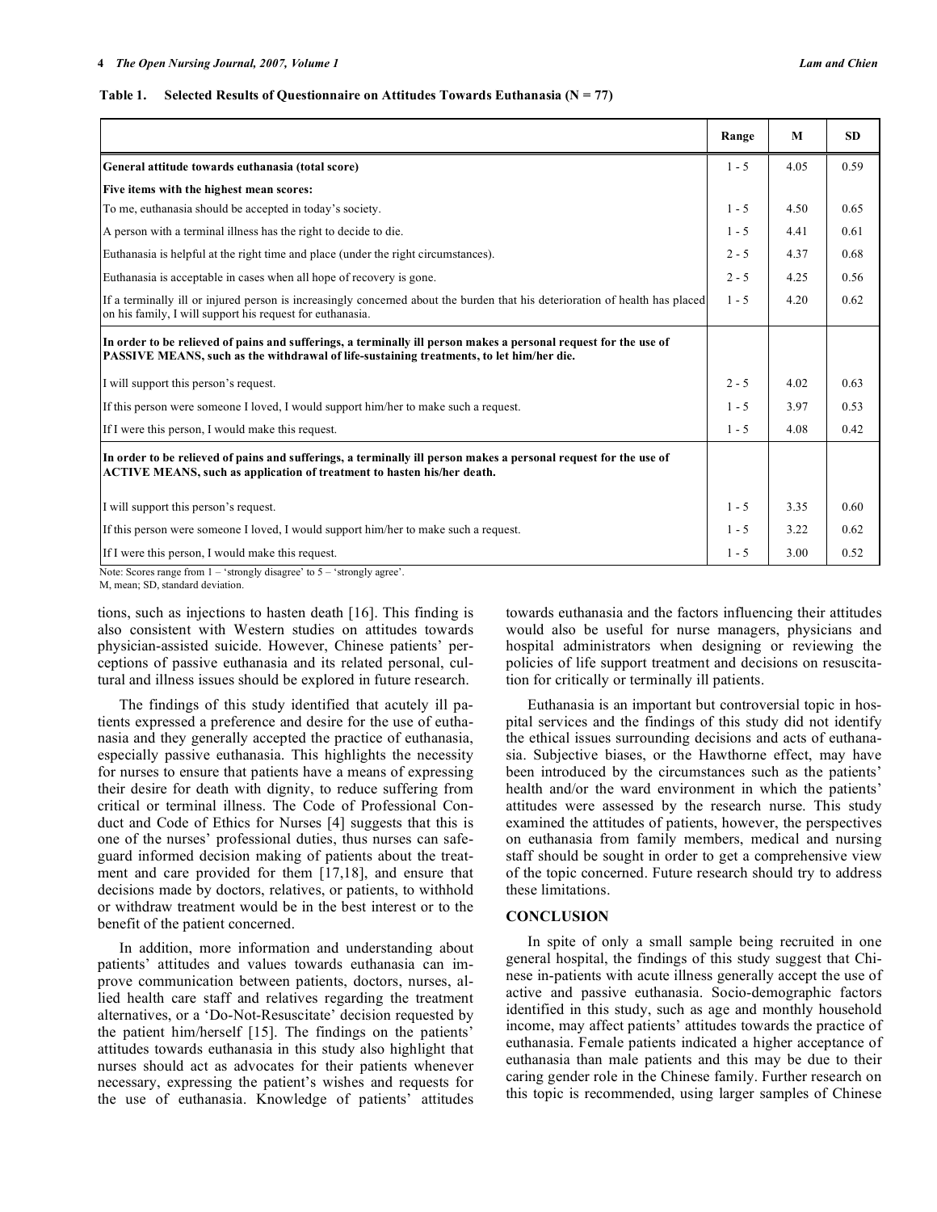**Table 1. Selected Results of Questionnaire on Attitudes Towards Euthanasia (N = 77)**

| | Range | M | SD |
|---|---|---|---|
| **General attitude towards euthanasia (total score)** | 1 - 5 | 4.05 | 0.59 |
| **Five items with the highest mean scores:** | | | |
| To me, euthanasia should be accepted in today's society. | 1 - 5 | 4.50 | 0.65 |
| A person with a terminal illness has the right to decide to die. | 1 - 5 | 4.41 | 0.61 |
| Euthanasia is helpful at the right time and place (under the right circumstances). | 2 - 5 | 4.37 | 0.68 |
| Euthanasia is acceptable in cases when all hope of recovery is gone. | 2 - 5 | 4.25 | 0.56 |
| If a terminally ill or injured person is increasingly concerned about the burden that his deterioration of health has placed on his family, I will support his request for euthanasia. | 1 - 5 | 4.20 | 0.62 |
| **In order to be relieved of pains and sufferings, a terminally ill person makes a personal request for the use of PASSIVE MEANS, such as the withdrawal of life-sustaining treatments, to let him/her die.** | | | |
| I will support this person's request. | 2 - 5 | 4.02 | 0.63 |
| If this person were someone I loved, I would support him/her to make such a request. | 1 - 5 | 3.97 | 0.53 |
| If I were this person, I would make this request. | 1 - 5 | 4.08 | 0.42 |
| **In order to be relieved of pains and sufferings, a terminally ill person makes a personal request for the use of ACTIVE MEANS, such as application of treatment to hasten his/her death.** | | | |
| I will support this person's request. | 1 - 5 | 3.35 | 0.60 |
| If this person were someone I loved, I would support him/her to make such a request. | 1 - 5 | 3.22 | 0.62 |
| If I were this person, I would make this request. | 1 - 5 | 3.00 | 0.52 |

Note: Scores range from 1 – 'strongly disagree' to 5 – 'strongly agree'.
M, mean; SD, standard deviation.

tions, such as injections to hasten death [16]. This finding is also consistent with Western studies on attitudes towards physician-assisted suicide. However, Chinese patients' perceptions of passive euthanasia and its related personal, cultural and illness issues should be explored in future research.

The findings of this study identified that acutely ill patients expressed a preference and desire for the use of euthanasia and they generally accepted the practice of euthanasia, especially passive euthanasia. This highlights the necessity for nurses to ensure that patients have a means of expressing their desire for death with dignity, to reduce suffering from critical or terminal illness. The Code of Professional Conduct and Code of Ethics for Nurses [4] suggests that this is one of the nurses' professional duties, thus nurses can safeguard informed decision making of patients about the treatment and care provided for them [17,18], and ensure that decisions made by doctors, relatives, or patients, to withhold or withdraw treatment would be in the best interest or to the benefit of the patient concerned.

In addition, more information and understanding about patients' attitudes and values towards euthanasia can improve communication between patients, doctors, nurses, allied health care staff and relatives regarding the treatment alternatives, or a 'Do-Not-Resuscitate' decision requested by the patient him/herself [15]. The findings on the patients' attitudes towards euthanasia in this study also highlight that nurses should act as advocates for their patients whenever necessary, expressing the patient's wishes and requests for the use of euthanasia. Knowledge of patients' attitudes towards euthanasia and the factors influencing their attitudes would also be useful for nurse managers, physicians and hospital administrators when designing or reviewing the policies of life support treatment and decisions on resuscitation for critically or terminally ill patients.

Euthanasia is an important but controversial topic in hospital services and the findings of this study did not identify the ethical issues surrounding decisions and acts of euthanasia. Subjective biases, or the Hawthorne effect, may have been introduced by the circumstances such as the patients' health and/or the ward environment in which the patients' attitudes were assessed by the research nurse. This study examined the attitudes of patients, however, the perspectives on euthanasia from family members, medical and nursing staff should be sought in order to get a comprehensive view of the topic concerned. Future research should try to address these limitations.

## CONCLUSION

In spite of only a small sample being recruited in one general hospital, the findings of this study suggest that Chinese in-patients with acute illness generally accept the use of active and passive euthanasia. Socio-demographic factors identified in this study, such as age and monthly household income, may affect patients' attitudes towards the practice of euthanasia. Female patients indicated a higher acceptance of euthanasia than male patients and this may be due to their caring gender role in the Chinese family. Further research on this topic is recommended, using larger samples of Chinese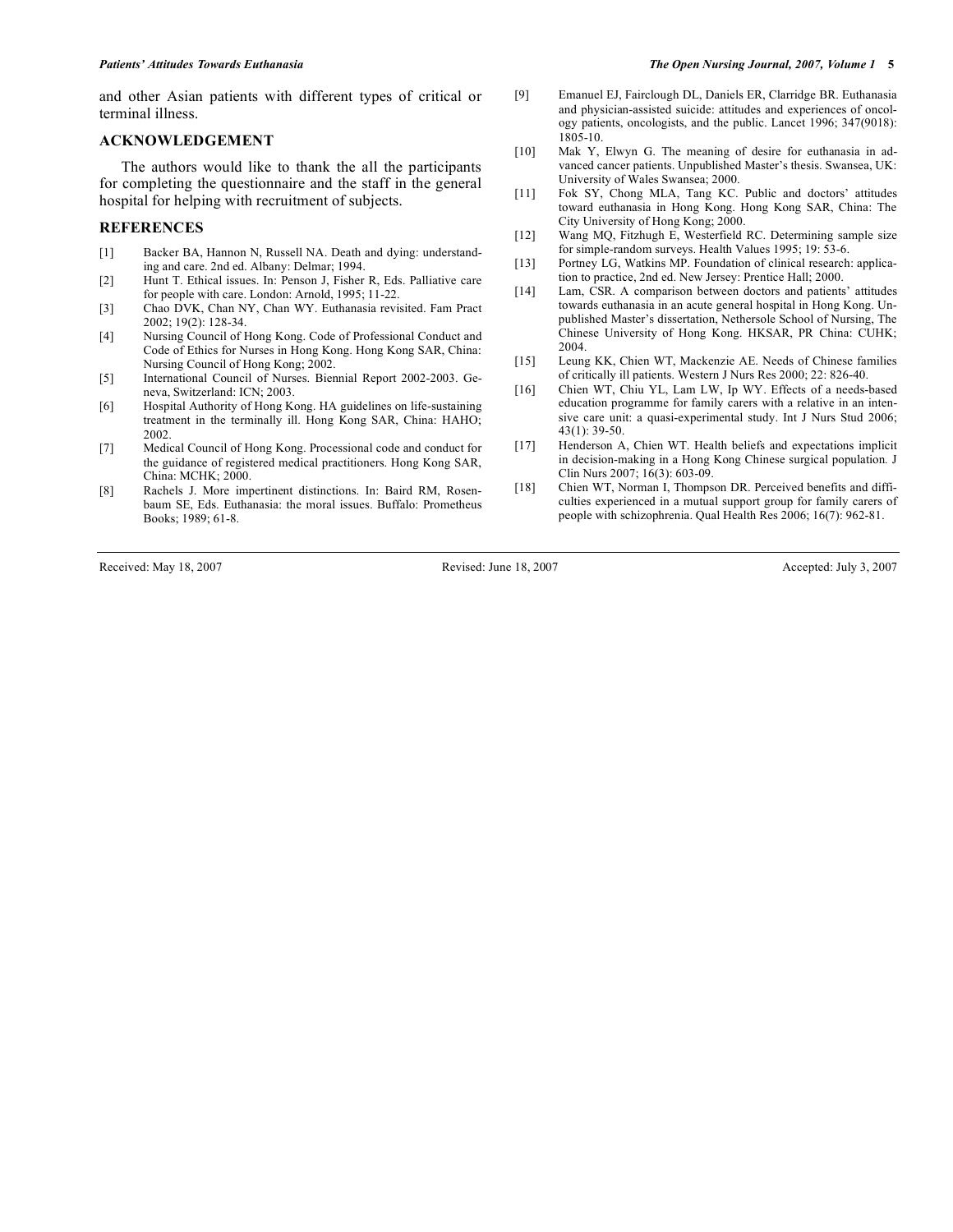and other Asian patients with different types of critical or terminal illness.

## ACKNOWLEDGEMENT

The authors would like to thank the all the participants for completing the questionnaire and the staff in the general hospital for helping with recruitment of subjects.

## REFERENCES

[1] Backer BA, Hannon N, Russell NA. Death and dying: understanding and care. 2nd ed. Albany: Delmar; 1994.

[2] Hunt T. Ethical issues. In: Penson J, Fisher R, Eds. Palliative care for people with care. London: Arnold, 1995; 11-22.

[3] Chao DVK, Chan NY, Chan WY. Euthanasia revisited. Fam Pract 2002; 19(2): 128-34.

[4] Nursing Council of Hong Kong. Code of Professional Conduct and Code of Ethics for Nurses in Hong Kong. Hong Kong SAR, China: Nursing Council of Hong Kong; 2002.

[5] International Council of Nurses. Biennial Report 2002-2003. Geneva, Switzerland: ICN; 2003.

[6] Hospital Authority of Hong Kong. HA guidelines on life-sustaining treatment in the terminally ill. Hong Kong SAR, China: HAHO; 2002.

[7] Medical Council of Hong Kong. Processional code and conduct for the guidance of registered medical practitioners. Hong Kong SAR, China: MCHK; 2000.

[8] Rachels J. More impertinent distinctions. In: Baird RM, Rosenbaum SE, Eds. Euthanasia: the moral issues. Buffalo: Prometheus Books; 1989; 61-8.

[9] Emanuel EJ, Fairclough DL, Daniels ER, Clarridge BR. Euthanasia and physician-assisted suicide: attitudes and experiences of oncology patients, oncologists, and the public. Lancet 1996; 347(9018): 1805-10.

[10] Mak Y, Elwyn G. The meaning of desire for euthanasia in advanced cancer patients. Unpublished Master's thesis. Swansea, UK: University of Wales Swansea; 2000.

[11] Fok SY, Chong MLA, Tang KC. Public and doctors' attitudes toward euthanasia in Hong Kong. Hong Kong SAR, China: The City University of Hong Kong; 2000.

[12] Wang MQ, Fitzhugh E, Westerfield RC. Determining sample size for simple-random surveys. Health Values 1995; 19: 53-6.

[13] Portney LG, Watkins MP. Foundation of clinical research: application to practice, 2nd ed. New Jersey: Prentice Hall; 2000.

[14] Lam, CSR. A comparison between doctors and patients' attitudes towards euthanasia in an acute general hospital in Hong Kong. Unpublished Master's dissertation, Nethersole School of Nursing, The Chinese University of Hong Kong. HKSAR, PR China: CUHK; 2004.

[15] Leung KK, Chien WT, Mackenzie AE. Needs of Chinese families of critically ill patients. Western J Nurs Res 2000; 22: 826-40.

[16] Chien WT, Chiu YL, Lam LW, Ip WY. Effects of a needs-based education programme for family carers with a relative in an intensive care unit: a quasi-experimental study. Int J Nurs Stud 2006; 43(1): 39-50.

[17] Henderson A, Chien WT. Health beliefs and expectations implicit in decision-making in a Hong Kong Chinese surgical population. J Clin Nurs 2007; 16(3): 603-09.

[18] Chien WT, Norman I, Thompson DR. Perceived benefits and difficulties experienced in a mutual support group for family carers of people with schizophrenia. Qual Health Res 2006; 16(7): 962-81.

Received: May 18, 2007 Revised: June 18, 2007 Accepted: July 3, 2007